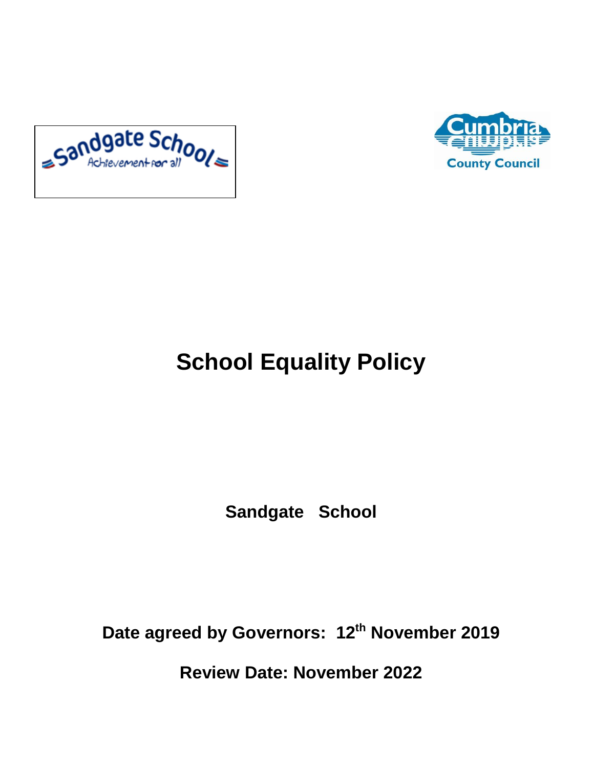# School Equality Policy

**Sandgate School**

**Date agreed by Governors: 12th November 2019**

**Review Date: November 2022**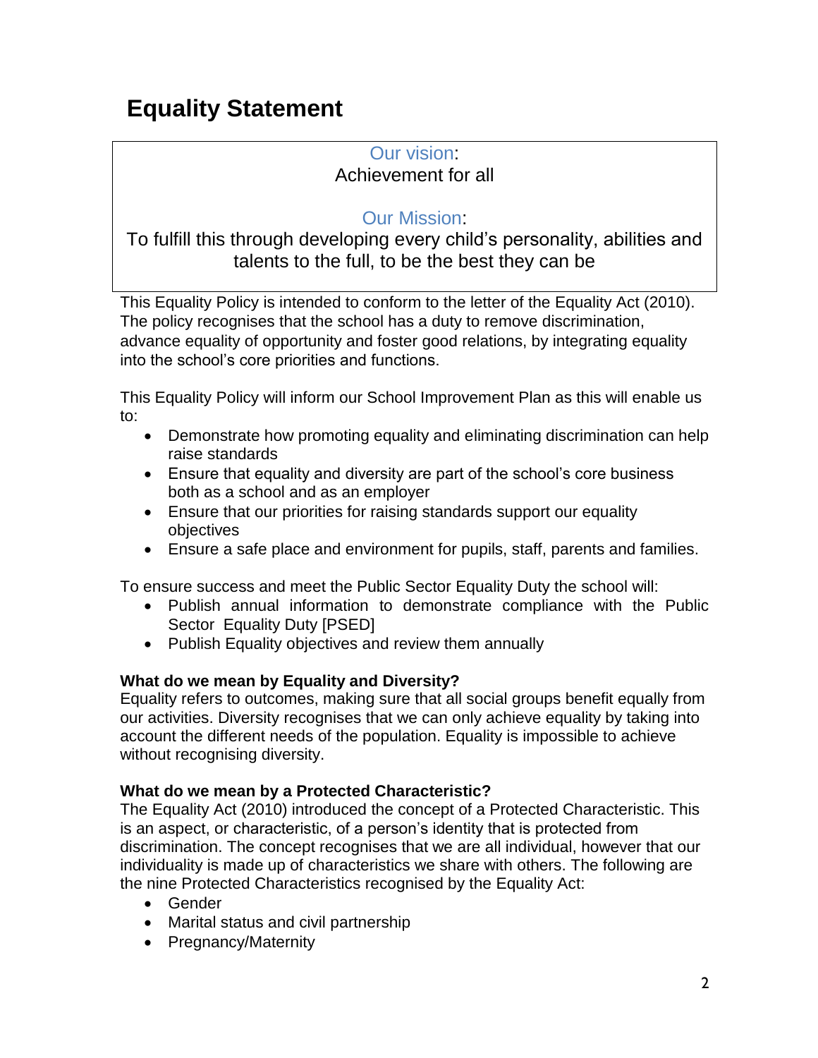# Equality Statement

Our vision:
Achievement for all

Our Mission:
To fulfill this through developing every child's personality, abilities and talents to the full, to be the best they can be

This Equality Policy is intended to conform to the letter of the Equality Act (2010). The policy recognises that the school has a duty to remove discrimination, advance equality of opportunity and foster good relations, by integrating equality into the school's core priorities and functions.

This Equality Policy will inform our School Improvement Plan as this will enable us to:

- Demonstrate how promoting equality and eliminating discrimination can help raise standards
- Ensure that equality and diversity are part of the school's core business both as a school and as an employer
- Ensure that our priorities for raising standards support our equality objectives
- Ensure a safe place and environment for pupils, staff, parents and families.

To ensure success and meet the Public Sector Equality Duty the school will:

- Publish annual information to demonstrate compliance with the Public Sector Equality Duty [PSED]
- Publish Equality objectives and review them annually

**What do we mean by Equality and Diversity?**
Equality refers to outcomes, making sure that all social groups benefit equally from our activities. Diversity recognises that we can only achieve equality by taking into account the different needs of the population. Equality is impossible to achieve without recognising diversity.

**What do we mean by a Protected Characteristic?**
The Equality Act (2010) introduced the concept of a Protected Characteristic. This is an aspect, or characteristic, of a person's identity that is protected from discrimination. The concept recognises that we are all individual, however that our individuality is made up of characteristics we share with others. The following are the nine Protected Characteristics recognised by the Equality Act:

- Gender
- Marital status and civil partnership
- Pregnancy/Maternity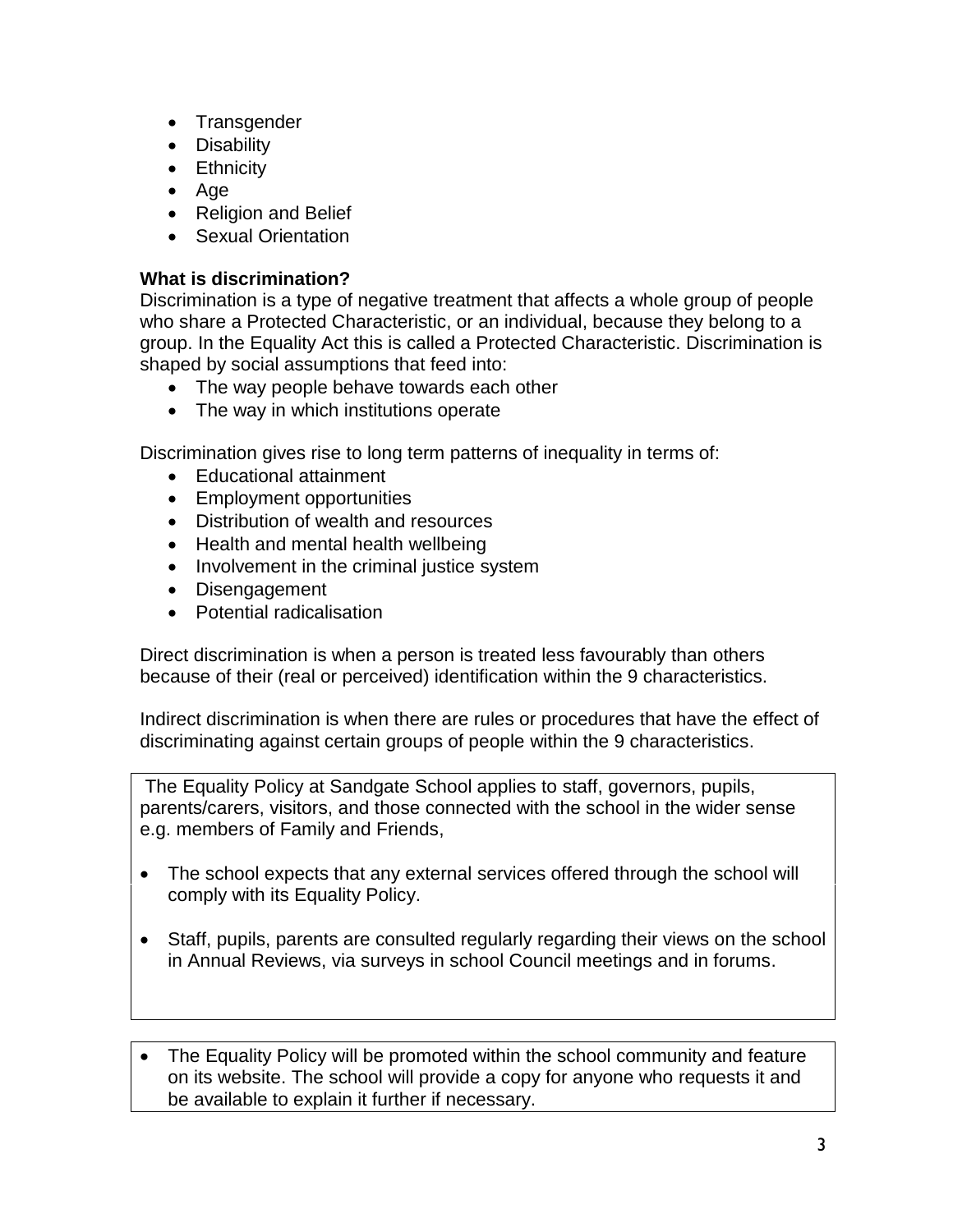- Transgender
- Disability
- Ethnicity
- Age
- Religion and Belief
- Sexual Orientation

**What is discrimination?**

Discrimination is a type of negative treatment that affects a whole group of people who share a Protected Characteristic, or an individual, because they belong to a group. In the Equality Act this is called a Protected Characteristic. Discrimination is shaped by social assumptions that feed into:

- The way people behave towards each other
- The way in which institutions operate

Discrimination gives rise to long term patterns of inequality in terms of:

- Educational attainment
- Employment opportunities
- Distribution of wealth and resources
- Health and mental health wellbeing
- Involvement in the criminal justice system
- Disengagement
- Potential radicalisation

Direct discrimination is when a person is treated less favourably than others because of their (real or perceived) identification within the 9 characteristics.

Indirect discrimination is when there are rules or procedures that have the effect of discriminating against certain groups of people within the 9 characteristics.

The Equality Policy at Sandgate School applies to staff, governors, pupils, parents/carers, visitors, and those connected with the school in the wider sense e.g. members of Family and Friends,

- The school expects that any external services offered through the school will comply with its Equality Policy.
- Staff, pupils, parents are consulted regularly regarding their views on the school in Annual Reviews, via surveys in school Council meetings and in forums.

- The Equality Policy will be promoted within the school community and feature on its website. The school will provide a copy for anyone who requests it and be available to explain it further if necessary.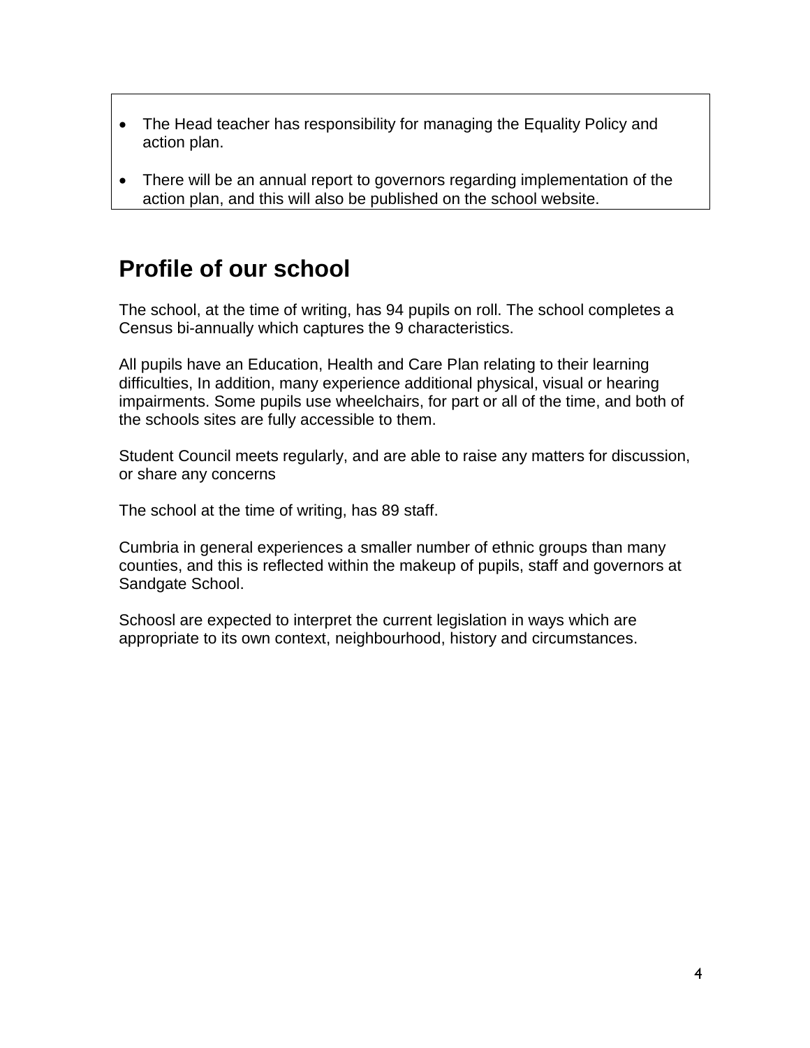- The Head teacher has responsibility for managing the Equality Policy and action plan.
- There will be an annual report to governors regarding implementation of the action plan, and this will also be published on the school website.

## Profile of our school

The school, at the time of writing, has 94 pupils on roll. The school completes a Census bi-annually which captures the 9 characteristics.

All pupils have an Education, Health and Care Plan relating to their learning difficulties, In addition, many experience additional physical, visual or hearing impairments. Some pupils use wheelchairs, for part or all of the time, and both of the schools sites are fully accessible to them.

Student Council meets regularly, and are able to raise any matters for discussion, or share any concerns

The school at the time of writing, has 89 staff.

Cumbria in general experiences a smaller number of ethnic groups than many counties, and this is reflected within the makeup of pupils, staff and governors at Sandgate School.

Schoosl are expected to interpret the current legislation in ways which are appropriate to its own context, neighbourhood, history and circumstances.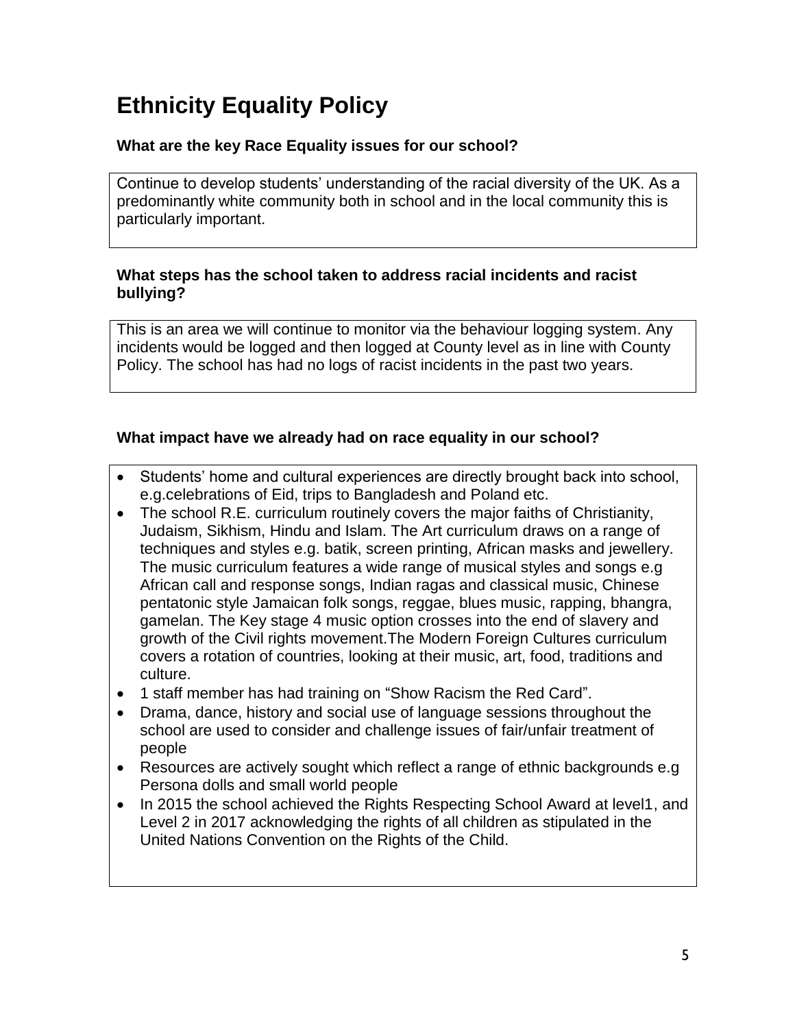# Ethnicity Equality Policy

### What are the key Race Equality issues for our school?

Continue to develop students' understanding of the racial diversity of the UK. As a predominantly white community both in school and in the local community this is particularly important.

### What steps has the school taken to address racial incidents and racist bullying?

This is an area we will continue to monitor via the behaviour logging system. Any incidents would be logged and then logged at County level as in line with County Policy. The school has had no logs of racist incidents in the past two years.

### What impact have we already had on race equality in our school?

- Students' home and cultural experiences are directly brought back into school, e.g.celebrations of Eid, trips to Bangladesh and Poland etc.
- The school R.E. curriculum routinely covers the major faiths of Christianity, Judaism, Sikhism, Hindu and Islam. The Art curriculum draws on a range of techniques and styles e.g. batik, screen printing, African masks and jewellery. The music curriculum features a wide range of musical styles and songs e.g African call and response songs, Indian ragas and classical music, Chinese pentatonic style Jamaican folk songs, reggae, blues music, rapping, bhangra, gamelan. The Key stage 4 music option crosses into the end of slavery and growth of the Civil rights movement.The Modern Foreign Cultures curriculum covers a rotation of countries, looking at their music, art, food, traditions and culture.
- 1 staff member has had training on "Show Racism the Red Card".
- Drama, dance, history and social use of language sessions throughout the school are used to consider and challenge issues of fair/unfair treatment of people
- Resources are actively sought which reflect a range of ethnic backgrounds e.g Persona dolls and small world people
- In 2015 the school achieved the Rights Respecting School Award at level1, and Level 2 in 2017 acknowledging the rights of all children as stipulated in the United Nations Convention on the Rights of the Child.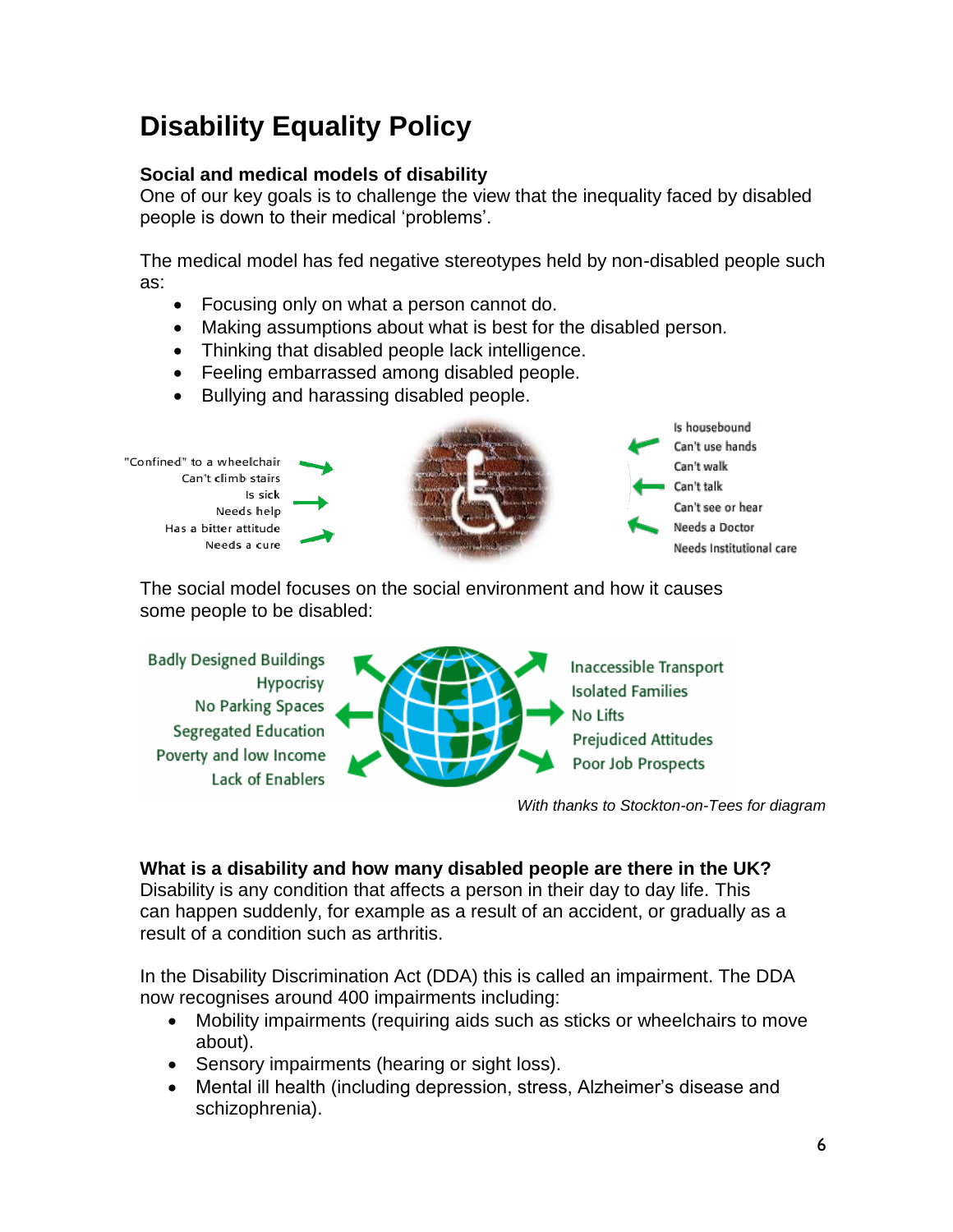# Disability Equality Policy

**Social and medical models of disability**
One of our key goals is to challenge the view that the inequality faced by disabled people is down to their medical 'problems'.

The medical model has fed negative stereotypes held by non-disabled people such as:

- Focusing only on what a person cannot do.
- Making assumptions about what is best for the disabled person.
- Thinking that disabled people lack intelligence.
- Feeling embarrassed among disabled people.
- Bullying and harassing disabled people.

"Confined" to a wheelchair
Can't climb stairs
Is sick
Needs help
Has a bitter attitude
Needs a cure

Is housebound
Can't use hands
Can't walk
Can't talk
Can't see or hear
Needs a Doctor
Needs Institutional care

The social model focuses on the social environment and how it causes some people to be disabled:

Badly Designed Buildings
Hypocrisy
No Parking Spaces
Segregated Education
Poverty and low Income
Lack of Enablers

Inaccessible Transport
Isolated Families
No Lifts
Prejudiced Attitudes
Poor Job Prospects

*With thanks to Stockton-on-Tees for diagram*

**What is a disability and how many disabled people are there in the UK?**
Disability is any condition that affects a person in their day to day life. This can happen suddenly, for example as a result of an accident, or gradually as a result of a condition such as arthritis.

In the Disability Discrimination Act (DDA) this is called an impairment. The DDA now recognises around 400 impairments including:

- Mobility impairments (requiring aids such as sticks or wheelchairs to move about).
- Sensory impairments (hearing or sight loss).
- Mental ill health (including depression, stress, Alzheimer's disease and schizophrenia).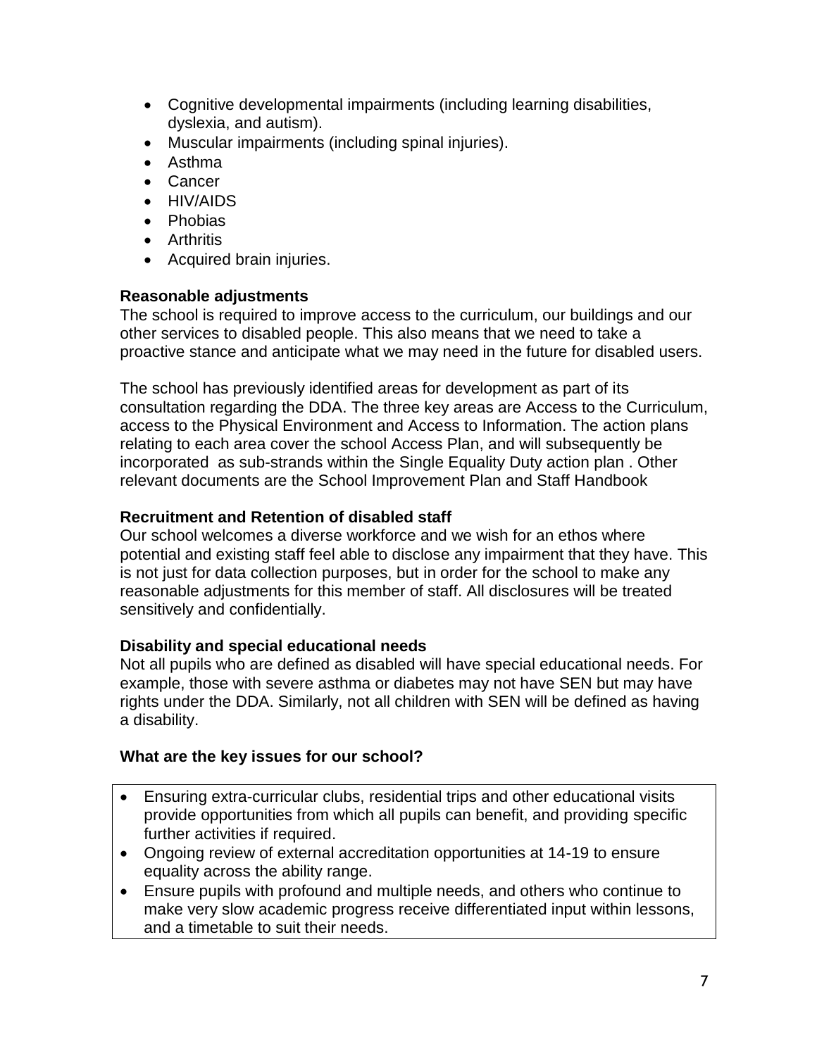- Cognitive developmental impairments (including learning disabilities, dyslexia, and autism).
- Muscular impairments (including spinal injuries).
- Asthma
- Cancer
- HIV/AIDS
- Phobias
- Arthritis
- Acquired brain injuries.

**Reasonable adjustments**

The school is required to improve access to the curriculum, our buildings and our other services to disabled people. This also means that we need to take a proactive stance and anticipate what we may need in the future for disabled users.

The school has previously identified areas for development as part of its consultation regarding the DDA. The three key areas are Access to the Curriculum, access to the Physical Environment and Access to Information. The action plans relating to each area cover the school Access Plan, and will subsequently be incorporated as sub-strands within the Single Equality Duty action plan . Other relevant documents are the School Improvement Plan and Staff Handbook

**Recruitment and Retention of disabled staff**

Our school welcomes a diverse workforce and we wish for an ethos where potential and existing staff feel able to disclose any impairment that they have. This is not just for data collection purposes, but in order for the school to make any reasonable adjustments for this member of staff. All disclosures will be treated sensitively and confidentially.

**Disability and special educational needs**

Not all pupils who are defined as disabled will have special educational needs. For example, those with severe asthma or diabetes may not have SEN but may have rights under the DDA. Similarly, not all children with SEN will be defined as having a disability.

**What are the key issues for our school?**

- Ensuring extra-curricular clubs, residential trips and other educational visits provide opportunities from which all pupils can benefit, and providing specific further activities if required.
- Ongoing review of external accreditation opportunities at 14-19 to ensure equality across the ability range.
- Ensure pupils with profound and multiple needs, and others who continue to make very slow academic progress receive differentiated input within lessons, and a timetable to suit their needs.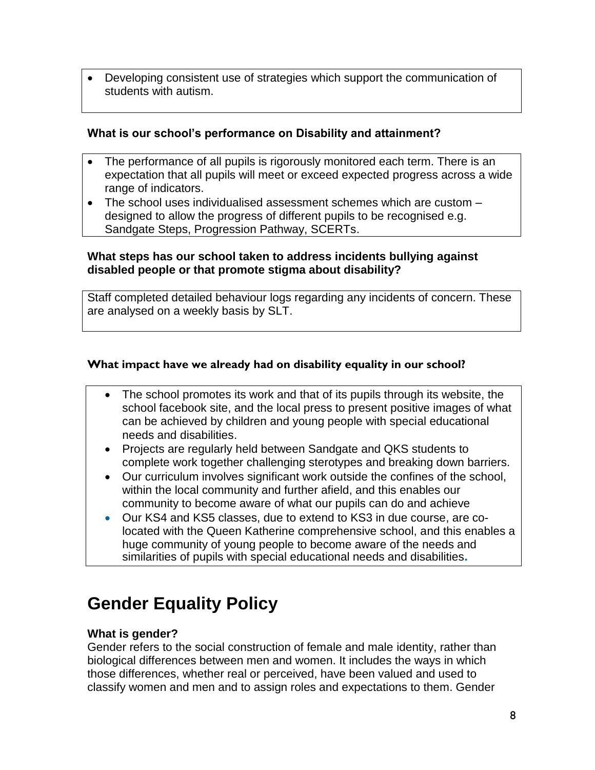- Developing consistent use of strategies which support the communication of students with autism.

**What is our school's performance on Disability and attainment?**

- The performance of all pupils is rigorously monitored each term. There is an expectation that all pupils will meet or exceed expected progress across a wide range of indicators.
- The school uses individualised assessment schemes which are custom – designed to allow the progress of different pupils to be recognised e.g. Sandgate Steps, Progression Pathway, SCERTs.

**What steps has our school taken to address incidents bullying against disabled people or that promote stigma about disability?**

Staff completed detailed behaviour logs regarding any incidents of concern. These are analysed on a weekly basis by SLT.

**What impact have we already had on disability equality in our school?**

- The school promotes its work and that of its pupils through its website, the school facebook site, and the local press to present positive images of what can be achieved by children and young people with special educational needs and disabilities.
- Projects are regularly held between Sandgate and QKS students to complete work together challenging sterotypes and breaking down barriers.
- Our curriculum involves significant work outside the confines of the school, within the local community and further afield, and this enables our community to become aware of what our pupils can do and achieve
- Our KS4 and KS5 classes, due to extend to KS3 in due course, are co-located with the Queen Katherine comprehensive school, and this enables a huge community of young people to become aware of the needs and similarities of pupils with special educational needs and disabilities.

# Gender Equality Policy

**What is gender?**

Gender refers to the social construction of female and male identity, rather than biological differences between men and women. It includes the ways in which those differences, whether real or perceived, have been valued and used to classify women and men and to assign roles and expectations to them. Gender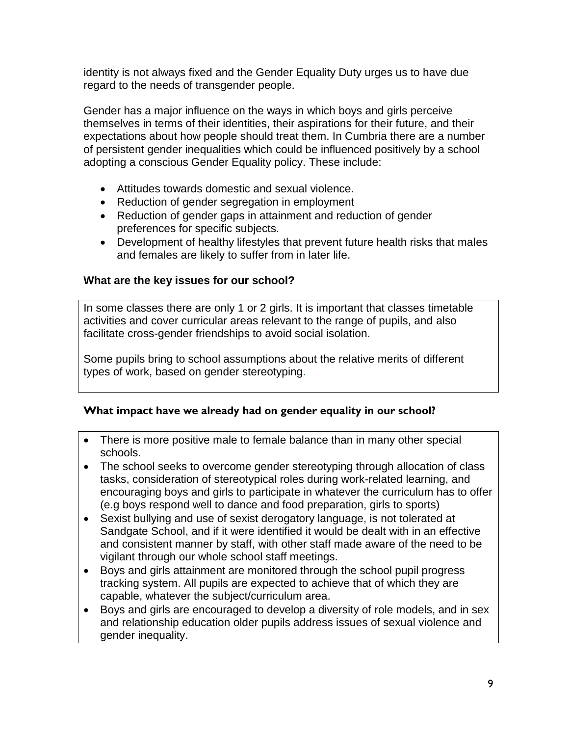identity is not always fixed and the Gender Equality Duty urges us to have due regard to the needs of transgender people.

Gender has a major influence on the ways in which boys and girls perceive themselves in terms of their identities, their aspirations for their future, and their expectations about how people should treat them. In Cumbria there are a number of persistent gender inequalities which could be influenced positively by a school adopting a conscious Gender Equality policy. These include:

- Attitudes towards domestic and sexual violence.
- Reduction of gender segregation in employment
- Reduction of gender gaps in attainment and reduction of gender preferences for specific subjects.
- Development of healthy lifestyles that prevent future health risks that males and females are likely to suffer from in later life.

### What are the key issues for our school?

In some classes there are only 1 or 2 girls. It is important that classes timetable activities and cover curricular areas relevant to the range of pupils, and also facilitate cross-gender friendships to avoid social isolation.

Some pupils bring to school assumptions about the relative merits of different types of work, based on gender stereotyping.

### What impact have we already had on gender equality in our school?

- There is more positive male to female balance than in many other special schools.
- The school seeks to overcome gender stereotyping through allocation of class tasks, consideration of stereotypical roles during work-related learning, and encouraging boys and girls to participate in whatever the curriculum has to offer (e.g boys respond well to dance and food preparation, girls to sports)
- Sexist bullying and use of sexist derogatory language, is not tolerated at Sandgate School, and if it were identified it would be dealt with in an effective and consistent manner by staff, with other staff made aware of the need to be vigilant through our whole school staff meetings.
- Boys and girls attainment are monitored through the school pupil progress tracking system. All pupils are expected to achieve that of which they are capable, whatever the subject/curriculum area.
- Boys and girls are encouraged to develop a diversity of role models, and in sex and relationship education older pupils address issues of sexual violence and gender inequality.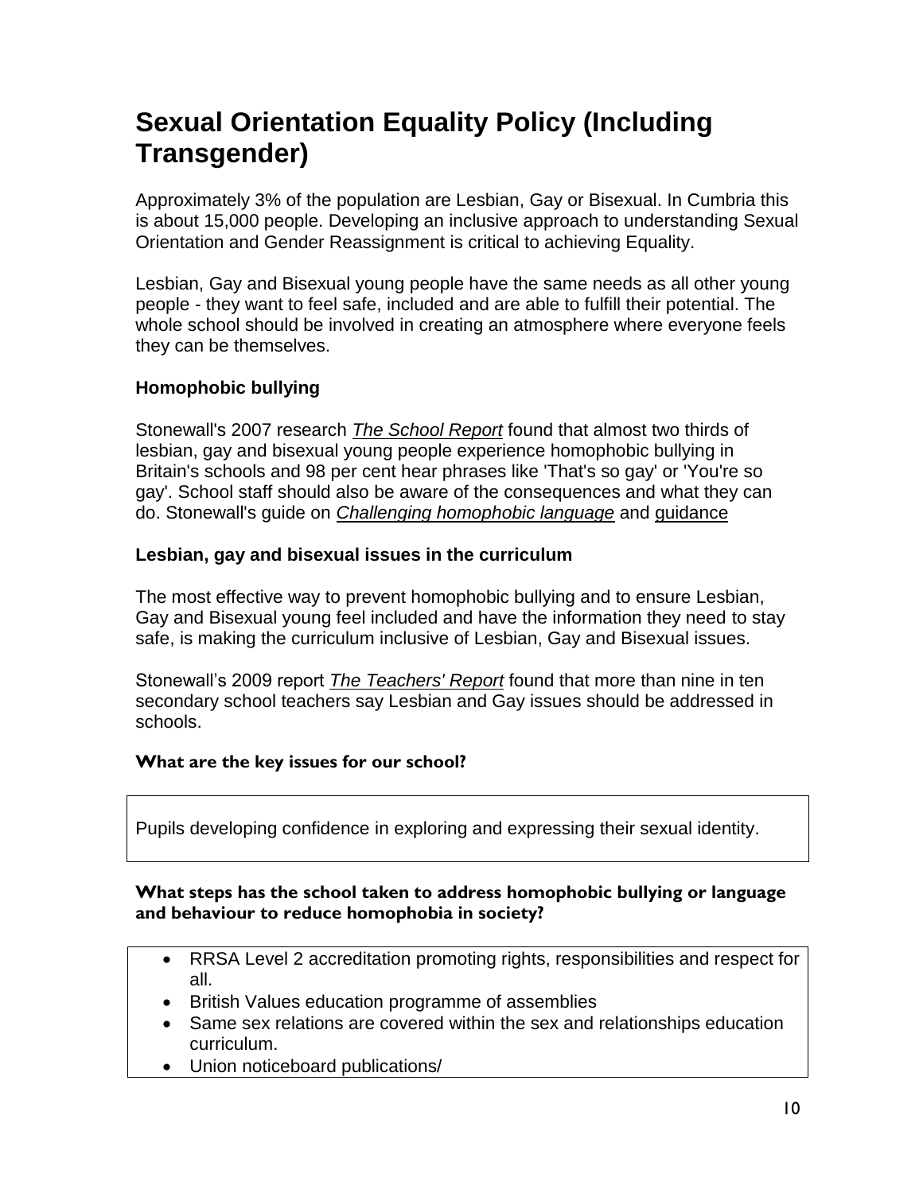# Sexual Orientation Equality Policy (Including Transgender)

Approximately 3% of the population are Lesbian, Gay or Bisexual. In Cumbria this is about 15,000 people. Developing an inclusive approach to understanding Sexual Orientation and Gender Reassignment is critical to achieving Equality.

Lesbian, Gay and Bisexual young people have the same needs as all other young people - they want to feel safe, included and are able to fulfill their potential. The whole school should be involved in creating an atmosphere where everyone feels they can be themselves.

### Homophobic bullying

Stonewall's 2007 research *The School Report* found that almost two thirds of lesbian, gay and bisexual young people experience homophobic bullying in Britain's schools and 98 per cent hear phrases like 'That's so gay' or 'You're so gay'. School staff should also be aware of the consequences and what they can do. Stonewall's guide on *Challenging homophobic language* and guidance

### Lesbian, gay and bisexual issues in the curriculum

The most effective way to prevent homophobic bullying and to ensure Lesbian, Gay and Bisexual young feel included and have the information they need to stay safe, is making the curriculum inclusive of Lesbian, Gay and Bisexual issues.

Stonewall's 2009 report *The Teachers' Report* found that more than nine in ten secondary school teachers say Lesbian and Gay issues should be addressed in schools.

**What are the key issues for our school?**

Pupils developing confidence in exploring and expressing their sexual identity.

**What steps has the school taken to address homophobic bullying or language and behaviour to reduce homophobia in society?**

- RRSA Level 2 accreditation promoting rights, responsibilities and respect for all.
- British Values education programme of assemblies
- Same sex relations are covered within the sex and relationships education curriculum.
- Union noticeboard publications/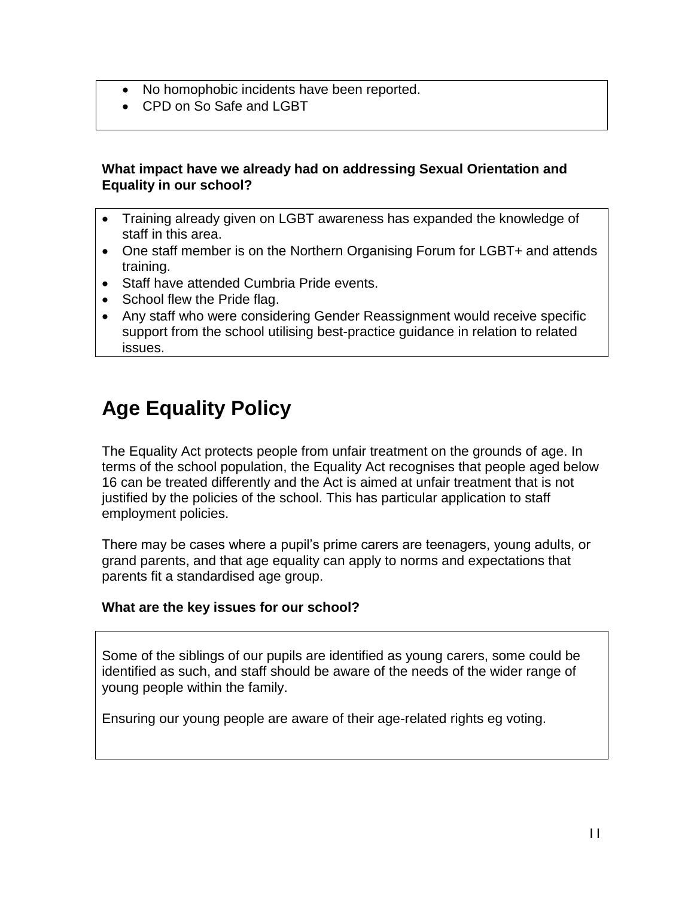- No homophobic incidents have been reported.
- CPD on So Safe and LGBT

**What impact have we already had on addressing Sexual Orientation and Equality in our school?**

- Training already given on LGBT awareness has expanded the knowledge of staff in this area.
- One staff member is on the Northern Organising Forum for LGBT+ and attends training.
- Staff have attended Cumbria Pride events.
- School flew the Pride flag.
- Any staff who were considering Gender Reassignment would receive specific support from the school utilising best-practice guidance in relation to related issues.

# Age Equality Policy

The Equality Act protects people from unfair treatment on the grounds of age. In terms of the school population, the Equality Act recognises that people aged below 16 can be treated differently and the Act is aimed at unfair treatment that is not justified by the policies of the school. This has particular application to staff employment policies.

There may be cases where a pupil's prime carers are teenagers, young adults, or grand parents, and that age equality can apply to norms and expectations that parents fit a standardised age group.

**What are the key issues for our school?**

Some of the siblings of our pupils are identified as young carers, some could be identified as such, and staff should be aware of the needs of the wider range of young people within the family.

Ensuring our young people are aware of their age-related rights eg voting.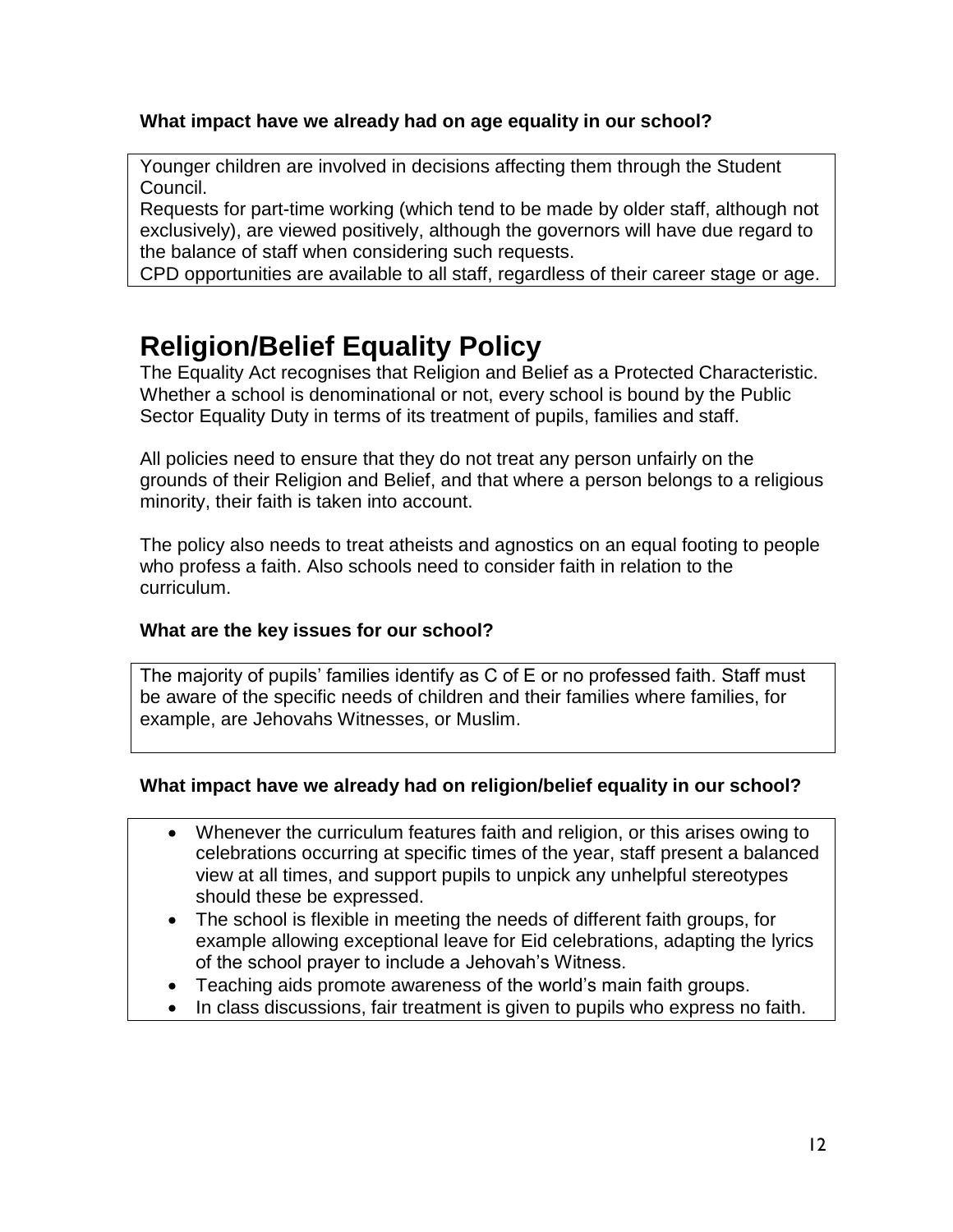### What impact have we already had on age equality in our school?

Younger children are involved in decisions affecting them through the Student Council.
Requests for part-time working (which tend to be made by older staff, although not exclusively), are viewed positively, although the governors will have due regard to the balance of staff when considering such requests.
CPD opportunities are available to all staff, regardless of their career stage or age.

# Religion/Belief Equality Policy

The Equality Act recognises that Religion and Belief as a Protected Characteristic. Whether a school is denominational or not, every school is bound by the Public Sector Equality Duty in terms of its treatment of pupils, families and staff.

All policies need to ensure that they do not treat any person unfairly on the grounds of their Religion and Belief, and that where a person belongs to a religious minority, their faith is taken into account.

The policy also needs to treat atheists and agnostics on an equal footing to people who profess a faith. Also schools need to consider faith in relation to the curriculum.

### What are the key issues for our school?

The majority of pupils' families identify as C of E or no professed faith. Staff must be aware of the specific needs of children and their families where families, for example, are Jehovahs Witnesses, or Muslim.

### What impact have we already had on religion/belief equality in our school?

- Whenever the curriculum features faith and religion, or this arises owing to celebrations occurring at specific times of the year, staff present a balanced view at all times, and support pupils to unpick any unhelpful stereotypes should these be expressed.
- The school is flexible in meeting the needs of different faith groups, for example allowing exceptional leave for Eid celebrations, adapting the lyrics of the school prayer to include a Jehovah's Witness.
- Teaching aids promote awareness of the world's main faith groups.
- In class discussions, fair treatment is given to pupils who express no faith.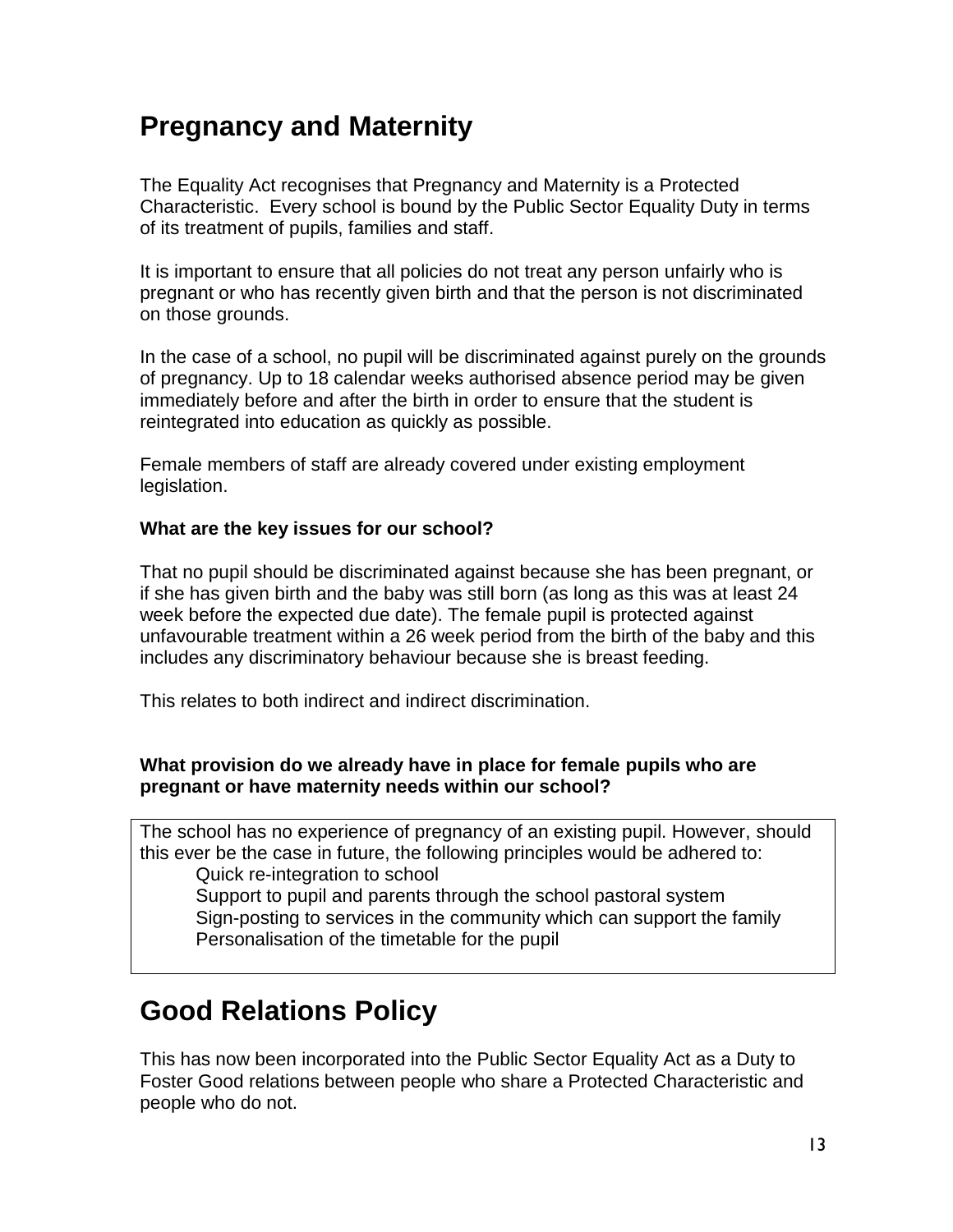## Pregnancy and Maternity

The Equality Act recognises that Pregnancy and Maternity is a Protected Characteristic. Every school is bound by the Public Sector Equality Duty in terms of its treatment of pupils, families and staff.

It is important to ensure that all policies do not treat any person unfairly who is pregnant or who has recently given birth and that the person is not discriminated on those grounds.

In the case of a school, no pupil will be discriminated against purely on the grounds of pregnancy. Up to 18 calendar weeks authorised absence period may be given immediately before and after the birth in order to ensure that the student is reintegrated into education as quickly as possible.

Female members of staff are already covered under existing employment legislation.

**What are the key issues for our school?**

That no pupil should be discriminated against because she has been pregnant, or if she has given birth and the baby was still born (as long as this was at least 24 week before the expected due date). The female pupil is protected against unfavourable treatment within a 26 week period from the birth of the baby and this includes any discriminatory behaviour because she is breast feeding.

This relates to both indirect and indirect discrimination.

**What provision do we already have in place for female pupils who are pregnant or have maternity needs within our school?**

The school has no experience of pregnancy of an existing pupil. However, should this ever be the case in future, the following principles would be adhered to:

- Quick re-integration to school
- Support to pupil and parents through the school pastoral system
- Sign-posting to services in the community which can support the family
- Personalisation of the timetable for the pupil

## Good Relations Policy

This has now been incorporated into the Public Sector Equality Act as a Duty to Foster Good relations between people who share a Protected Characteristic and people who do not.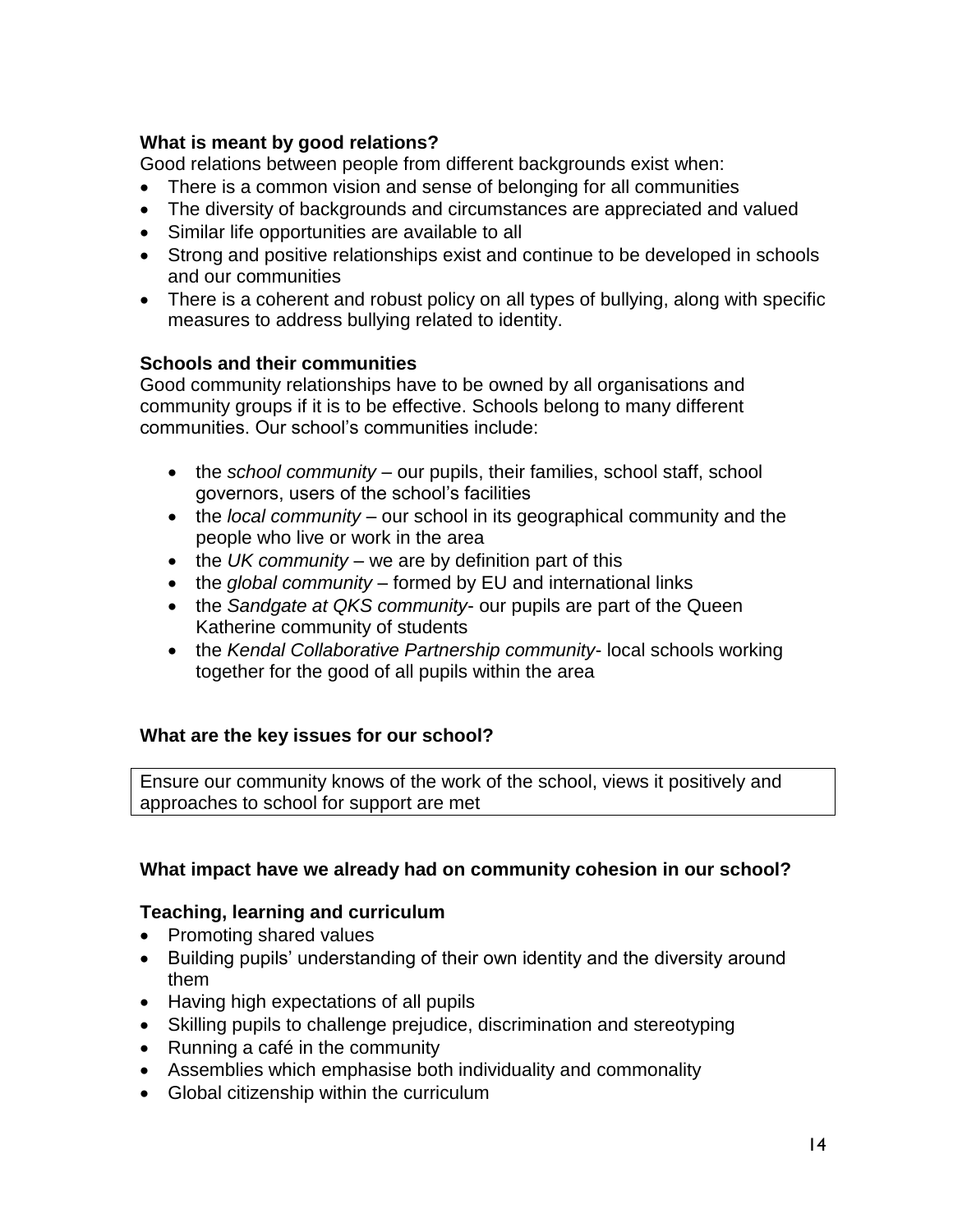**What is meant by good relations?**

Good relations between people from different backgrounds exist when:

- There is a common vision and sense of belonging for all communities
- The diversity of backgrounds and circumstances are appreciated and valued
- Similar life opportunities are available to all
- Strong and positive relationships exist and continue to be developed in schools and our communities
- There is a coherent and robust policy on all types of bullying, along with specific measures to address bullying related to identity.

**Schools and their communities**

Good community relationships have to be owned by all organisations and community groups if it is to be effective. Schools belong to many different communities. Our school's communities include:

- the *school community* – our pupils, their families, school staff, school governors, users of the school's facilities
- the *local community* – our school in its geographical community and the people who live or work in the area
- the *UK community* – we are by definition part of this
- the *global community* – formed by EU and international links
- the *Sandgate at QKS community*- our pupils are part of the Queen Katherine community of students
- the *Kendal Collaborative Partnership community*- local schools working together for the good of all pupils within the area

**What are the key issues for our school?**

| Ensure our community knows of the work of the school, views it positively and approaches to school for support are met |
|---|

**What impact have we already had on community cohesion in our school?**

**Teaching, learning and curriculum**

- Promoting shared values
- Building pupils' understanding of their own identity and the diversity around them
- Having high expectations of all pupils
- Skilling pupils to challenge prejudice, discrimination and stereotyping
- Running a café in the community
- Assemblies which emphasise both individuality and commonality
- Global citizenship within the curriculum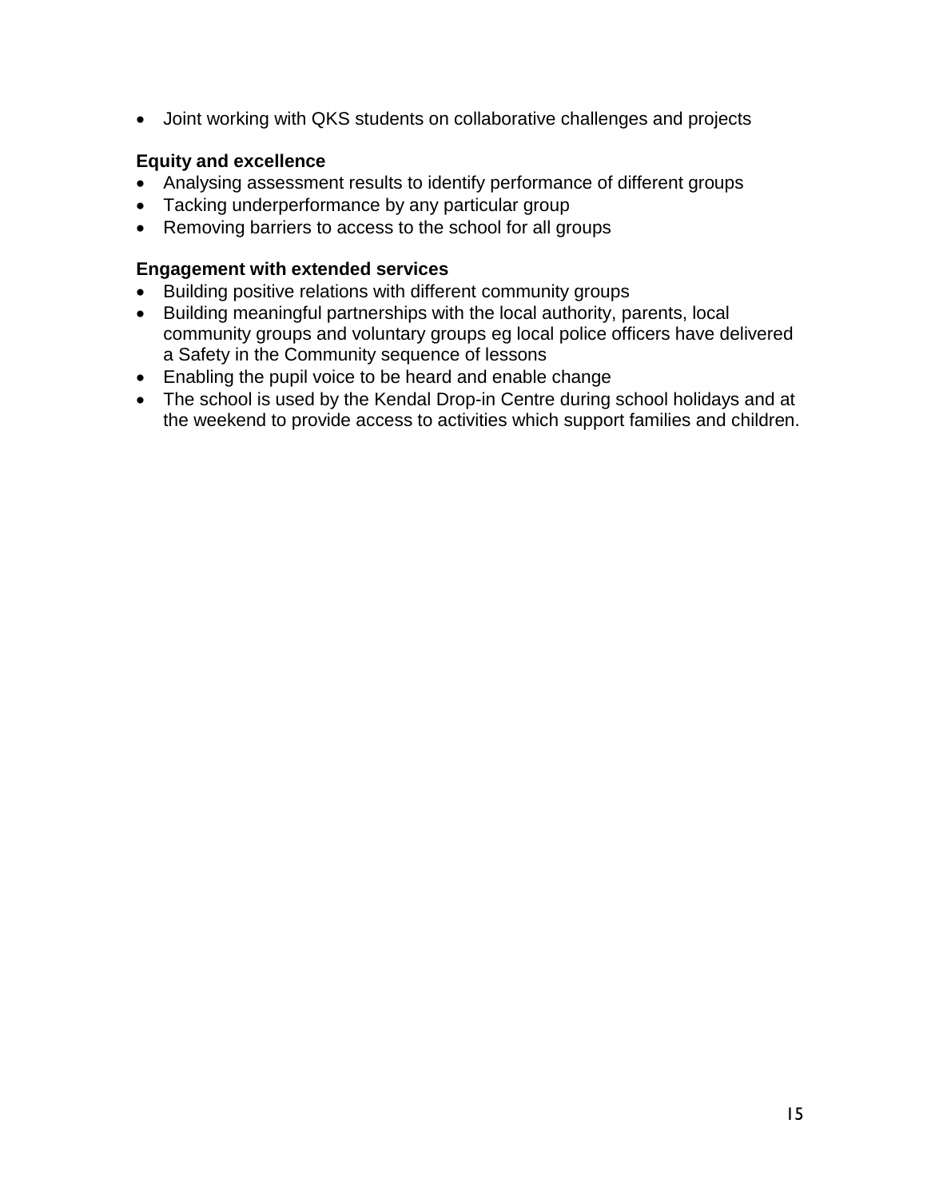- Joint working with QKS students on collaborative challenges and projects

**Equity and excellence**

- Analysing assessment results to identify performance of different groups
- Tacking underperformance by any particular group
- Removing barriers to access to the school for all groups

**Engagement with extended services**

- Building positive relations with different community groups
- Building meaningful partnerships with the local authority, parents, local community groups and voluntary groups eg local police officers have delivered a Safety in the Community sequence of lessons
- Enabling the pupil voice to be heard and enable change
- The school is used by the Kendal Drop-in Centre during school holidays and at the weekend to provide access to activities which support families and children.